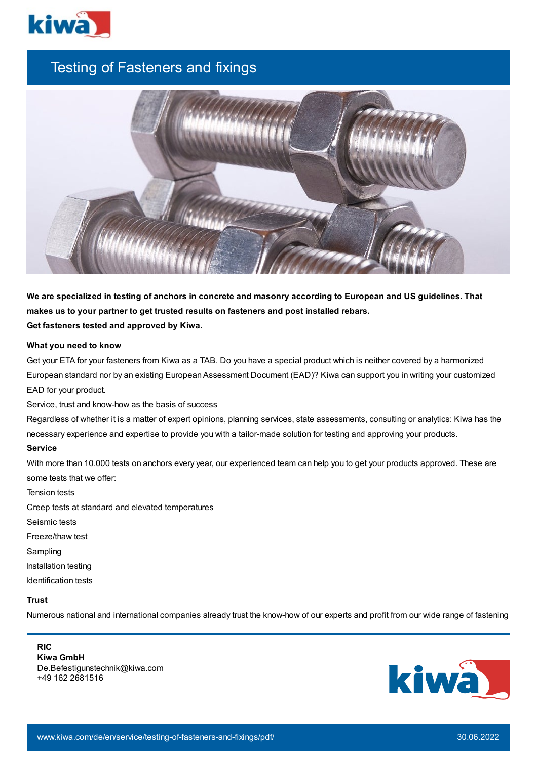# Testing of Fasteners and fixings

**We are specialized in testing of anchors in concrete and masonry according to European and US guidelines. That makes us to your partner to get trusted results on fasteners and post installed rebars.**
**Get fasteners tested and approved by Kiwa.**

**What you need to know**

Get your ETA for your fasteners from Kiwa as a TAB. Do you have a special product which is neither covered by a harmonized European standard nor by an existing European Assessment Document (EAD)? Kiwa can support you in writing your customized EAD for your product.

Service, trust and know-how as the basis of success

Regardless of whether it is a matter of expert opinions, planning services, state assessments, consulting or analytics: Kiwa has the necessary experience and expertise to provide you with a tailor-made solution for testing and approving your products.

**Service**

With more than 10.000 tests on anchors every year, our experienced team can help you to get your products approved. These are some tests that we offer:

Tension tests
Creep tests at standard and elevated temperatures
Seismic tests
Freeze/thaw test
Sampling
Installation testing
Identification tests

**Trust**

Numerous national and international companies already trust the know-how of our experts and profit from our wide range of fastening

**RIC**
**Kiwa GmbH**
De.Befestigunstechnik@kiwa.com
+49 162 2681516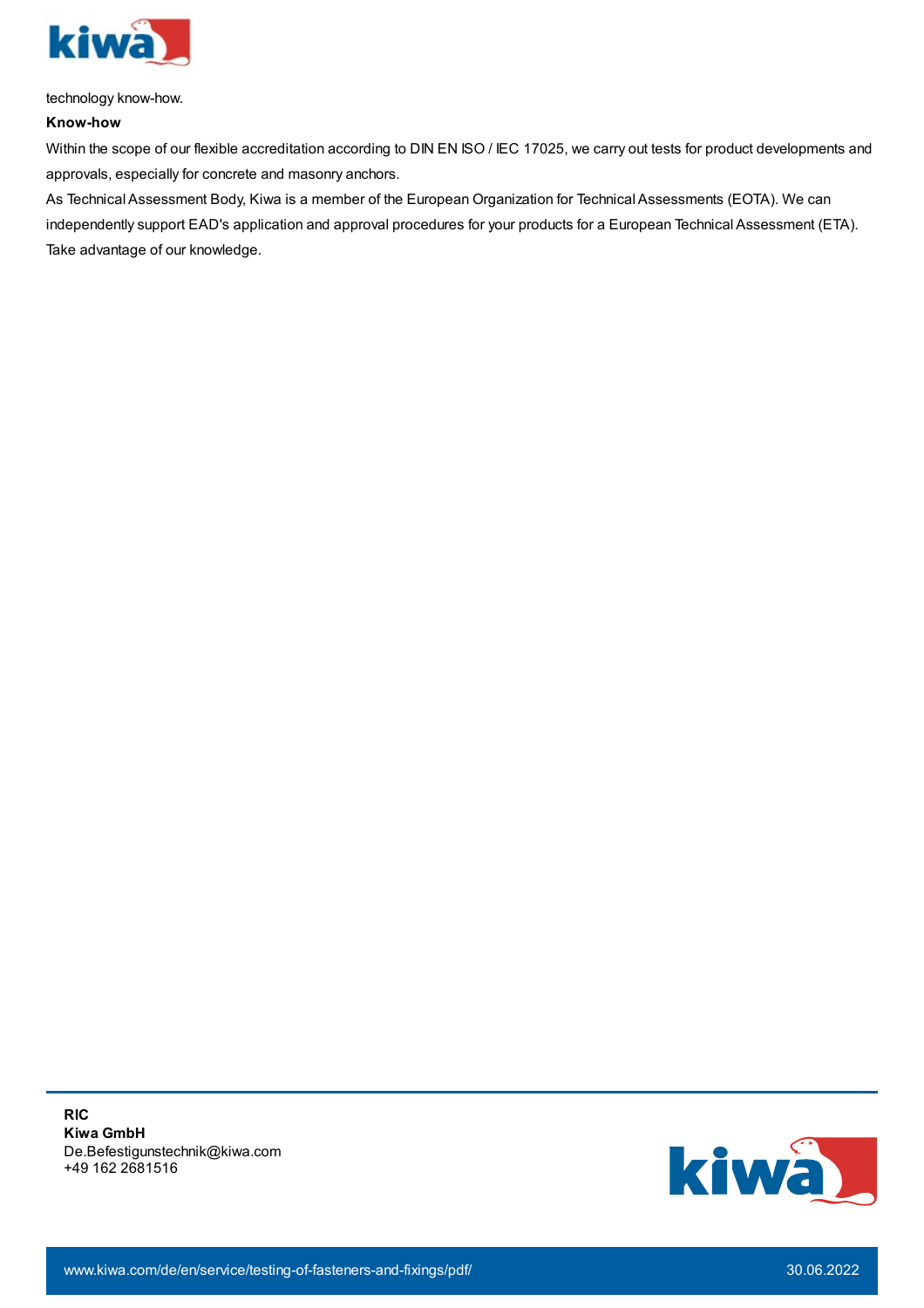technology know-how.

**Know-how**

Within the scope of our flexible accreditation according to DIN EN ISO / IEC 17025, we carry out tests for product developments and approvals, especially for concrete and masonry anchors.

As Technical Assessment Body, Kiwa is a member of the European Organization for Technical Assessments (EOTA). We can independently support EAD's application and approval procedures for your products for a European Technical Assessment (ETA). Take advantage of our knowledge.

**RIC**
**Kiwa GmbH**
De.Befestigunstechnik@kiwa.com
+49 162 2681516